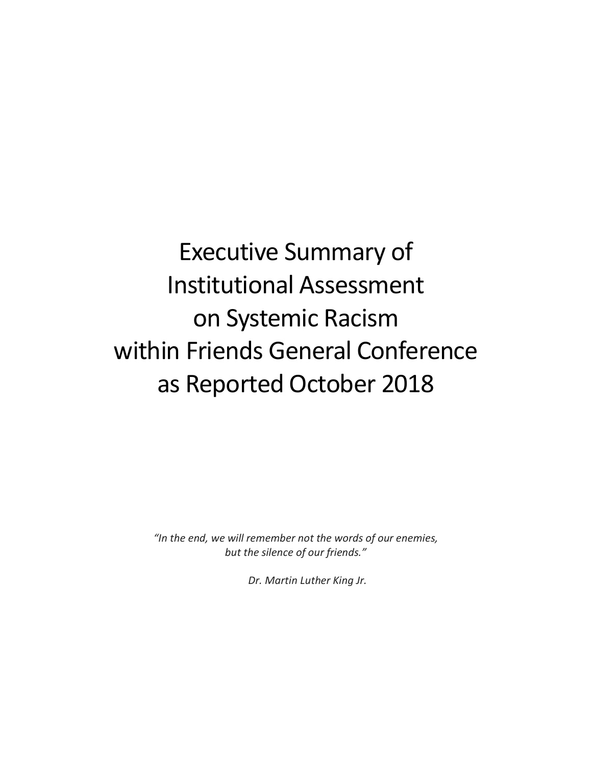# Executive Summary of Institutional Assessment on Systemic Racism within Friends General Conference as Reported October 2018

*"In the end, we will remember not the words of our enemies, but the silence of our friends."*

*Dr. Martin Luther King Jr.*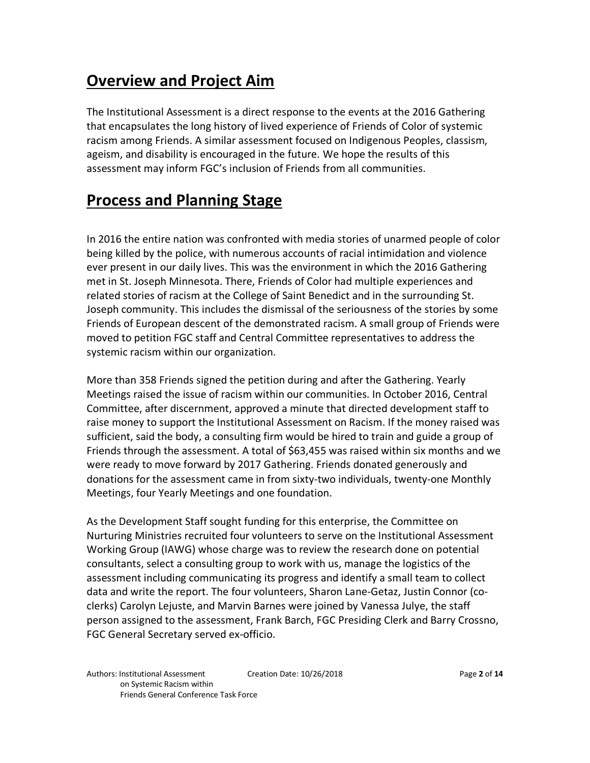## Overview and Project Aim

The Institutional Assessment is a direct response to the events at the 2016 Gathering that encapsulates the long history of lived experience of Friends of Color of systemic racism among Friends. A similar assessment focused on Indigenous Peoples, classism, ageism, and disability is encouraged in the future. We hope the results of this assessment may inform FGC's inclusion of Friends from all communities.

## Process and Planning Stage

In 2016 the entire nation was confronted with media stories of unarmed people of color being killed by the police, with numerous accounts of racial intimidation and violence ever present in our daily lives. This was the environment in which the 2016 Gathering met in St. Joseph Minnesota. There, Friends of Color had multiple experiences and related stories of racism at the College of Saint Benedict and in the surrounding St. Joseph community. This includes the dismissal of the seriousness of the stories by some Friends of European descent of the demonstrated racism. A small group of Friends were moved to petition FGC staff and Central Committee representatives to address the systemic racism within our organization.

More than 358 Friends signed the petition during and after the Gathering. Yearly Meetings raised the issue of racism within our communities. In October 2016, Central Committee, after discernment, approved a minute that directed development staff to raise money to support the Institutional Assessment on Racism. If the money raised was sufficient, said the body, a consulting firm would be hired to train and guide a group of Friends through the assessment. A total of $63,455 was raised within six months and we were ready to move forward by 2017 Gathering. Friends donated generously and donations for the assessment came in from sixty-two individuals, twenty-one Monthly Meetings, four Yearly Meetings and one foundation.

As the Development Staff sought funding for this enterprise, the Committee on Nurturing Ministries recruited four volunteers to serve on the Institutional Assessment Working Group (IAWG) whose charge was to review the research done on potential consultants, select a consulting group to work with us, manage the logistics of the assessment including communicating its progress and identify a small team to collect data and write the report. The four volunteers, Sharon Lane-Getaz, Justin Connor (co-clerks) Carolyn Lejuste, and Marvin Barnes were joined by Vanessa Julye, the staff person assigned to the assessment, Frank Barch, FGC Presiding Clerk and Barry Crossno, FGC General Secretary served ex-officio.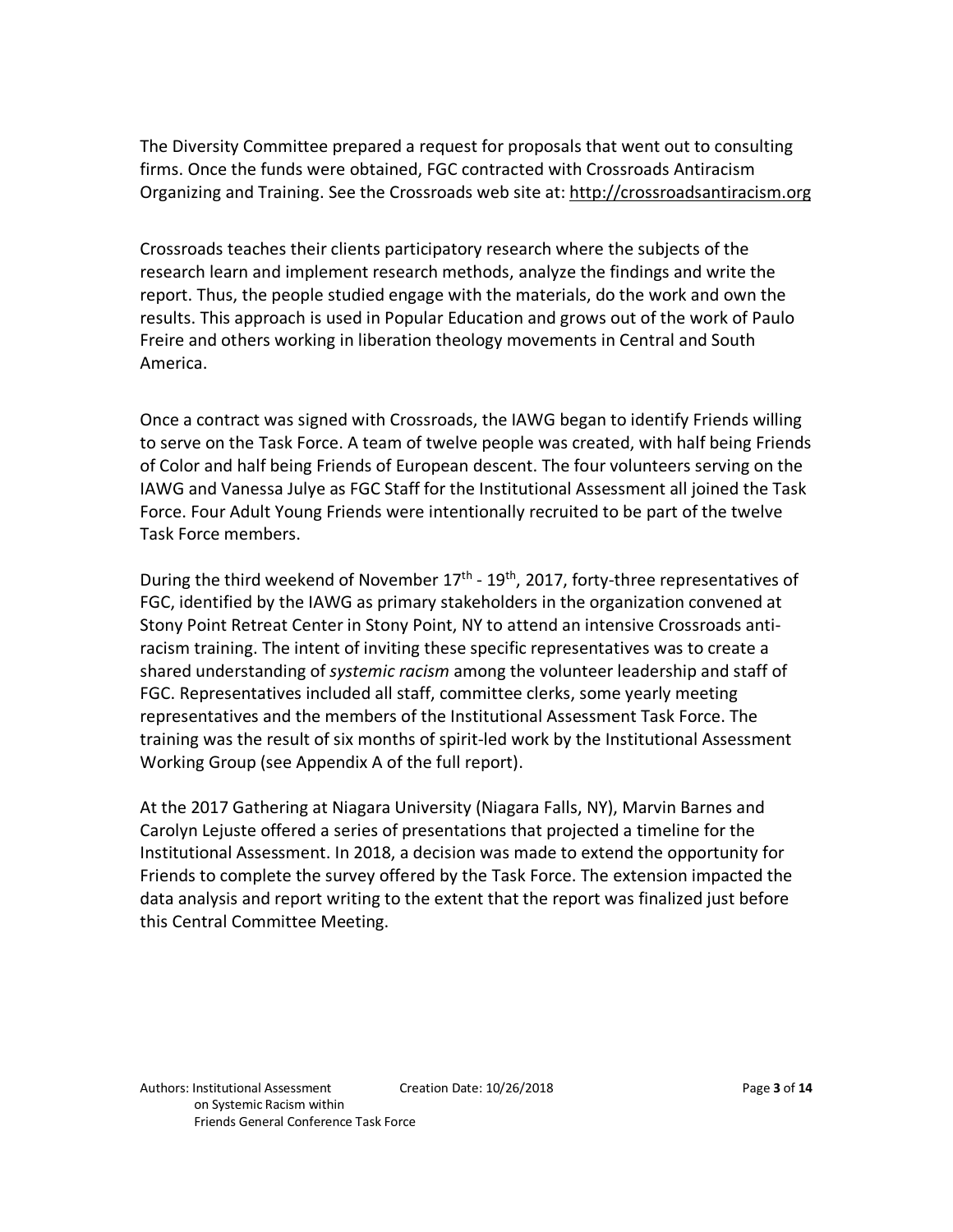The Diversity Committee prepared a request for proposals that went out to consulting firms. Once the funds were obtained, FGC contracted with Crossroads Antiracism Organizing and Training. See the Crossroads web site at: http://crossroadsantiracism.org

Crossroads teaches their clients participatory research where the subjects of the research learn and implement research methods, analyze the findings and write the report. Thus, the people studied engage with the materials, do the work and own the results. This approach is used in Popular Education and grows out of the work of Paulo Freire and others working in liberation theology movements in Central and South America.

Once a contract was signed with Crossroads, the IAWG began to identify Friends willing to serve on the Task Force. A team of twelve people was created, with half being Friends of Color and half being Friends of European descent. The four volunteers serving on the IAWG and Vanessa Julye as FGC Staff for the Institutional Assessment all joined the Task Force. Four Adult Young Friends were intentionally recruited to be part of the twelve Task Force members.

During the third weekend of November 17th - 19th, 2017, forty-three representatives of FGC, identified by the IAWG as primary stakeholders in the organization convened at Stony Point Retreat Center in Stony Point, NY to attend an intensive Crossroads anti-racism training. The intent of inviting these specific representatives was to create a shared understanding of *systemic racism* among the volunteer leadership and staff of FGC. Representatives included all staff, committee clerks, some yearly meeting representatives and the members of the Institutional Assessment Task Force. The training was the result of six months of spirit-led work by the Institutional Assessment Working Group (see Appendix A of the full report).

At the 2017 Gathering at Niagara University (Niagara Falls, NY), Marvin Barnes and Carolyn Lejuste offered a series of presentations that projected a timeline for the Institutional Assessment. In 2018, a decision was made to extend the opportunity for Friends to complete the survey offered by the Task Force. The extension impacted the data analysis and report writing to the extent that the report was finalized just before this Central Committee Meeting.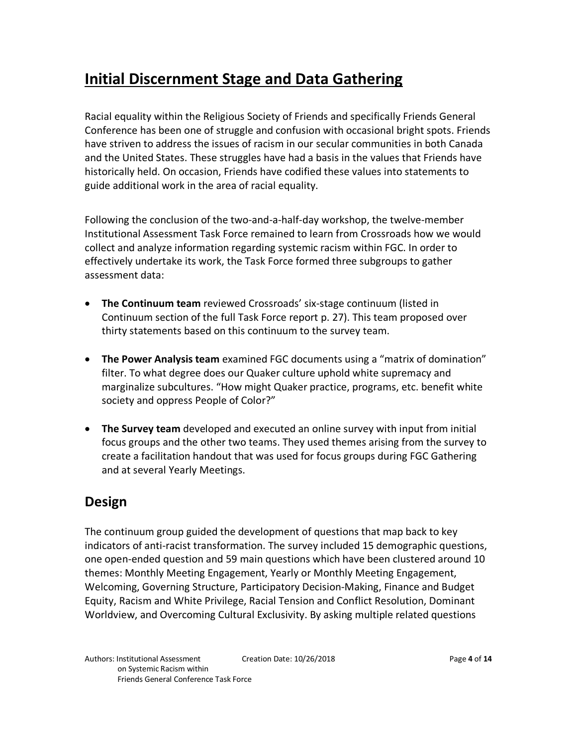# Initial Discernment Stage and Data Gathering

Racial equality within the Religious Society of Friends and specifically Friends General Conference has been one of struggle and confusion with occasional bright spots. Friends have striven to address the issues of racism in our secular communities in both Canada and the United States. These struggles have had a basis in the values that Friends have historically held. On occasion, Friends have codified these values into statements to guide additional work in the area of racial equality.

Following the conclusion of the two-and-a-half-day workshop, the twelve-member Institutional Assessment Task Force remained to learn from Crossroads how we would collect and analyze information regarding systemic racism within FGC. In order to effectively undertake its work, the Task Force formed three subgroups to gather assessment data:

- **The Continuum team** reviewed Crossroads' six-stage continuum (listed in Continuum section of the full Task Force report p. 27). This team proposed over thirty statements based on this continuum to the survey team.
- **The Power Analysis team** examined FGC documents using a "matrix of domination" filter. To what degree does our Quaker culture uphold white supremacy and marginalize subcultures. "How might Quaker practice, programs, etc. benefit white society and oppress People of Color?"
- **The Survey team** developed and executed an online survey with input from initial focus groups and the other two teams. They used themes arising from the survey to create a facilitation handout that was used for focus groups during FGC Gathering and at several Yearly Meetings.

## Design

The continuum group guided the development of questions that map back to key indicators of anti-racist transformation. The survey included 15 demographic questions, one open-ended question and 59 main questions which have been clustered around 10 themes: Monthly Meeting Engagement, Yearly or Monthly Meeting Engagement, Welcoming, Governing Structure, Participatory Decision-Making, Finance and Budget Equity, Racism and White Privilege, Racial Tension and Conflict Resolution, Dominant Worldview, and Overcoming Cultural Exclusivity. By asking multiple related questions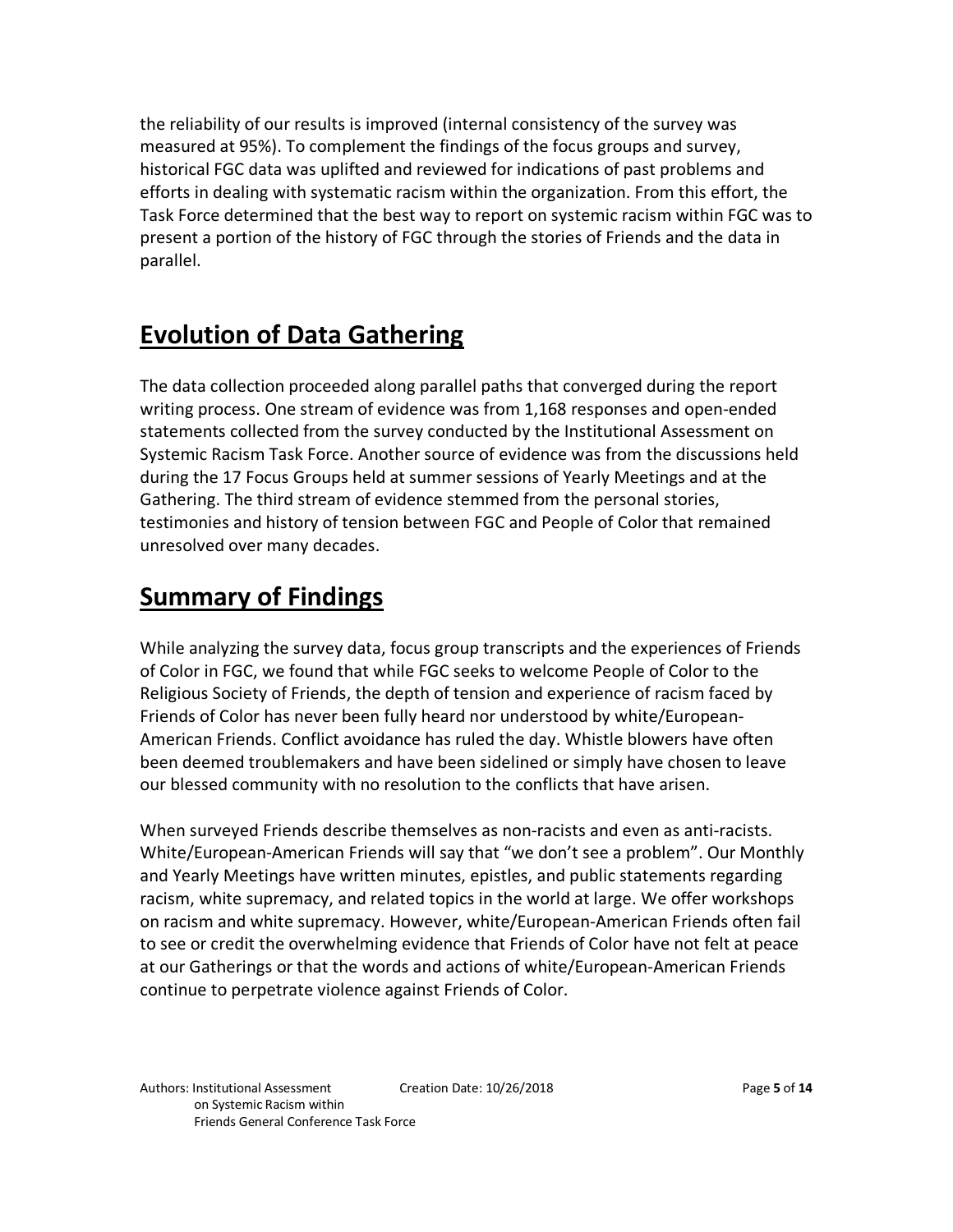the reliability of our results is improved (internal consistency of the survey was measured at 95%). To complement the findings of the focus groups and survey, historical FGC data was uplifted and reviewed for indications of past problems and efforts in dealing with systematic racism within the organization. From this effort, the Task Force determined that the best way to report on systemic racism within FGC was to present a portion of the history of FGC through the stories of Friends and the data in parallel.

## Evolution of Data Gathering

The data collection proceeded along parallel paths that converged during the report writing process. One stream of evidence was from 1,168 responses and open-ended statements collected from the survey conducted by the Institutional Assessment on Systemic Racism Task Force. Another source of evidence was from the discussions held during the 17 Focus Groups held at summer sessions of Yearly Meetings and at the Gathering. The third stream of evidence stemmed from the personal stories, testimonies and history of tension between FGC and People of Color that remained unresolved over many decades.

## Summary of Findings

While analyzing the survey data, focus group transcripts and the experiences of Friends of Color in FGC, we found that while FGC seeks to welcome People of Color to the Religious Society of Friends, the depth of tension and experience of racism faced by Friends of Color has never been fully heard nor understood by white/European-American Friends. Conflict avoidance has ruled the day. Whistle blowers have often been deemed troublemakers and have been sidelined or simply have chosen to leave our blessed community with no resolution to the conflicts that have arisen.

When surveyed Friends describe themselves as non-racists and even as anti-racists. White/European-American Friends will say that "we don't see a problem". Our Monthly and Yearly Meetings have written minutes, epistles, and public statements regarding racism, white supremacy, and related topics in the world at large. We offer workshops on racism and white supremacy. However, white/European-American Friends often fail to see or credit the overwhelming evidence that Friends of Color have not felt at peace at our Gatherings or that the words and actions of white/European-American Friends continue to perpetrate violence against Friends of Color.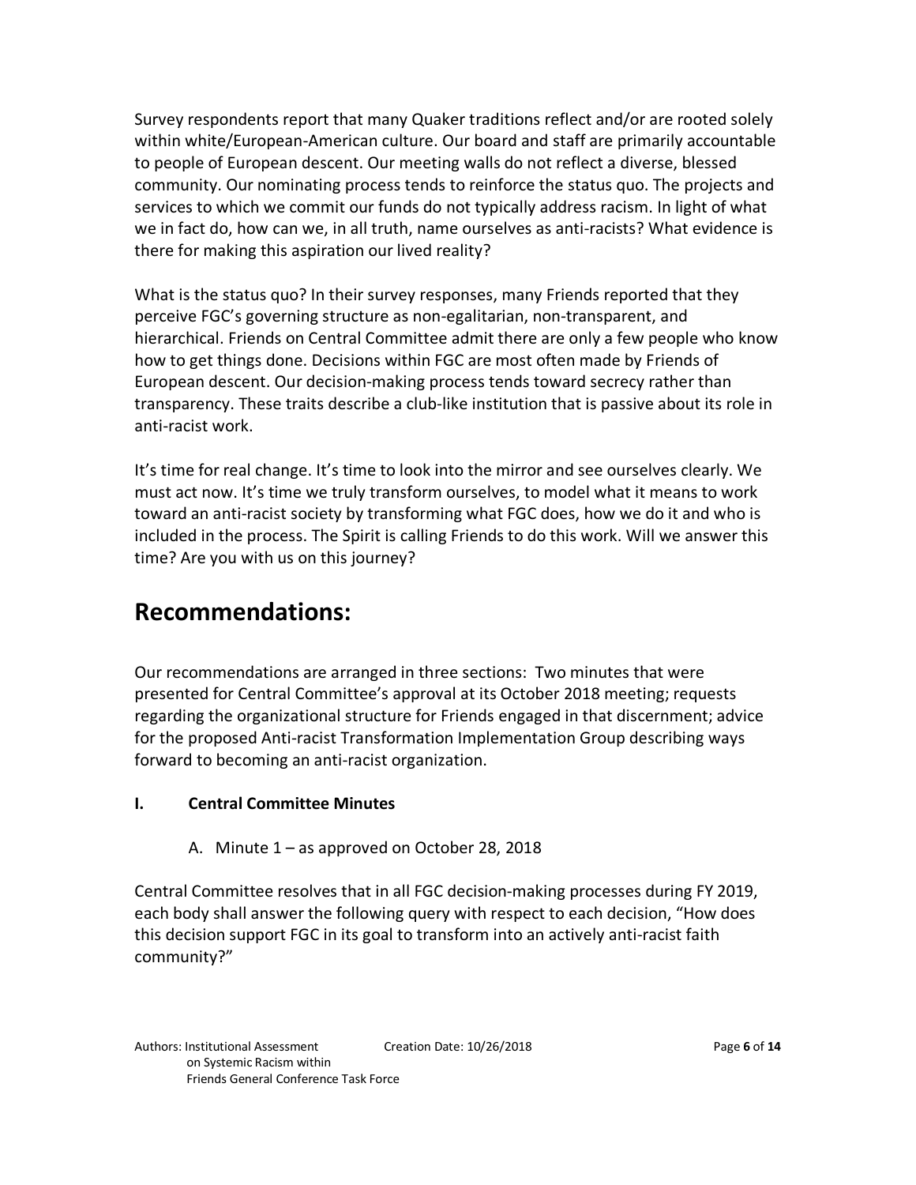Survey respondents report that many Quaker traditions reflect and/or are rooted solely within white/European-American culture. Our board and staff are primarily accountable to people of European descent. Our meeting walls do not reflect a diverse, blessed community. Our nominating process tends to reinforce the status quo. The projects and services to which we commit our funds do not typically address racism. In light of what we in fact do, how can we, in all truth, name ourselves as anti-racists? What evidence is there for making this aspiration our lived reality?

What is the status quo? In their survey responses, many Friends reported that they perceive FGC's governing structure as non-egalitarian, non-transparent, and hierarchical. Friends on Central Committee admit there are only a few people who know how to get things done. Decisions within FGC are most often made by Friends of European descent. Our decision-making process tends toward secrecy rather than transparency. These traits describe a club-like institution that is passive about its role in anti-racist work.

It's time for real change. It's time to look into the mirror and see ourselves clearly. We must act now. It's time we truly transform ourselves, to model what it means to work toward an anti-racist society by transforming what FGC does, how we do it and who is included in the process. The Spirit is calling Friends to do this work. Will we answer this time? Are you with us on this journey?

## Recommendations:

Our recommendations are arranged in three sections: Two minutes that were presented for Central Committee's approval at its October 2018 meeting; requests regarding the organizational structure for Friends engaged in that discernment; advice for the proposed Anti-racist Transformation Implementation Group describing ways forward to becoming an anti-racist organization.

### I. Central Committee Minutes

A. Minute 1 – as approved on October 28, 2018

Central Committee resolves that in all FGC decision-making processes during FY 2019, each body shall answer the following query with respect to each decision, "How does this decision support FGC in its goal to transform into an actively anti-racist faith community?"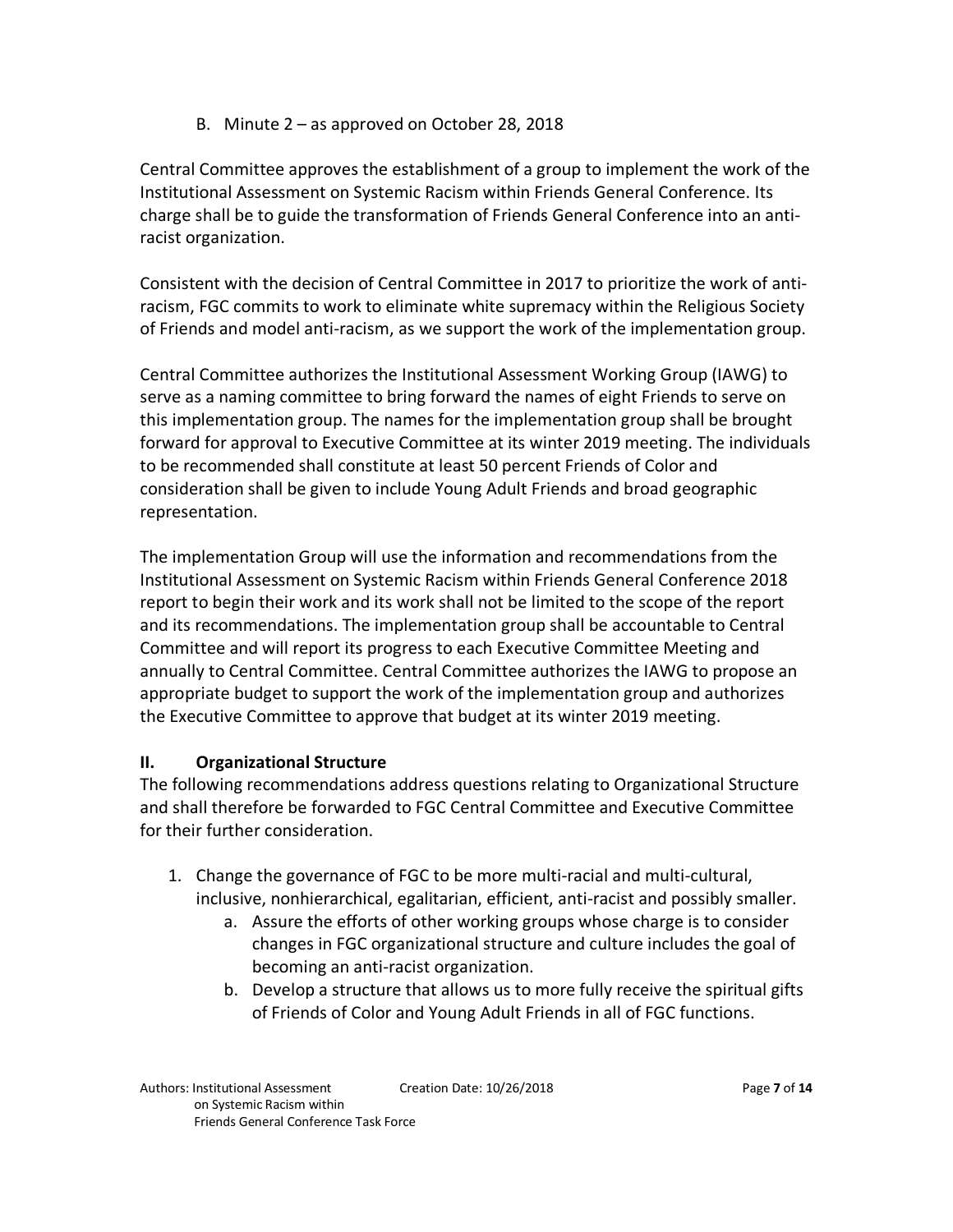B. Minute 2 – as approved on October 28, 2018

Central Committee approves the establishment of a group to implement the work of the Institutional Assessment on Systemic Racism within Friends General Conference. Its charge shall be to guide the transformation of Friends General Conference into an anti-racist organization.

Consistent with the decision of Central Committee in 2017 to prioritize the work of anti-racism, FGC commits to work to eliminate white supremacy within the Religious Society of Friends and model anti-racism, as we support the work of the implementation group.

Central Committee authorizes the Institutional Assessment Working Group (IAWG) to serve as a naming committee to bring forward the names of eight Friends to serve on this implementation group. The names for the implementation group shall be brought forward for approval to Executive Committee at its winter 2019 meeting. The individuals to be recommended shall constitute at least 50 percent Friends of Color and consideration shall be given to include Young Adult Friends and broad geographic representation.

The implementation Group will use the information and recommendations from the Institutional Assessment on Systemic Racism within Friends General Conference 2018 report to begin their work and its work shall not be limited to the scope of the report and its recommendations. The implementation group shall be accountable to Central Committee and will report its progress to each Executive Committee Meeting and annually to Central Committee. Central Committee authorizes the IAWG to propose an appropriate budget to support the work of the implementation group and authorizes the Executive Committee to approve that budget at its winter 2019 meeting.

## II. Organizational Structure

The following recommendations address questions relating to Organizational Structure and shall therefore be forwarded to FGC Central Committee and Executive Committee for their further consideration.

1. Change the governance of FGC to be more multi-racial and multi-cultural, inclusive, nonhierarchical, egalitarian, efficient, anti-racist and possibly smaller.
   a. Assure the efforts of other working groups whose charge is to consider changes in FGC organizational structure and culture includes the goal of becoming an anti-racist organization.
   b. Develop a structure that allows us to more fully receive the spiritual gifts of Friends of Color and Young Adult Friends in all of FGC functions.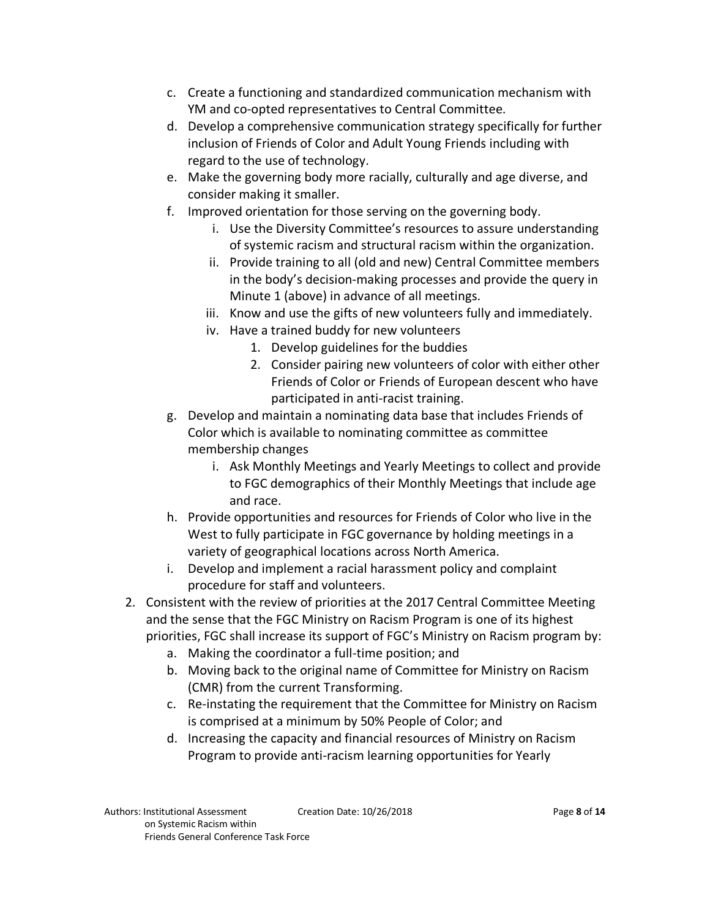c. Create a functioning and standardized communication mechanism with YM and co-opted representatives to Central Committee.
d. Develop a comprehensive communication strategy specifically for further inclusion of Friends of Color and Adult Young Friends including with regard to the use of technology.
e. Make the governing body more racially, culturally and age diverse, and consider making it smaller.
f. Improved orientation for those serving on the governing body.
   i. Use the Diversity Committee's resources to assure understanding of systemic racism and structural racism within the organization.
   ii. Provide training to all (old and new) Central Committee members in the body's decision-making processes and provide the query in Minute 1 (above) in advance of all meetings.
   iii. Know and use the gifts of new volunteers fully and immediately.
   iv. Have a trained buddy for new volunteers
      1. Develop guidelines for the buddies
      2. Consider pairing new volunteers of color with either other Friends of Color or Friends of European descent who have participated in anti-racist training.
g. Develop and maintain a nominating data base that includes Friends of Color which is available to nominating committee as committee membership changes
   i. Ask Monthly Meetings and Yearly Meetings to collect and provide to FGC demographics of their Monthly Meetings that include age and race.
h. Provide opportunities and resources for Friends of Color who live in the West to fully participate in FGC governance by holding meetings in a variety of geographical locations across North America.
i. Develop and implement a racial harassment policy and complaint procedure for staff and volunteers.

2. Consistent with the review of priorities at the 2017 Central Committee Meeting and the sense that the FGC Ministry on Racism Program is one of its highest priorities, FGC shall increase its support of FGC's Ministry on Racism program by:
   a. Making the coordinator a full-time position; and
   b. Moving back to the original name of Committee for Ministry on Racism (CMR) from the current Transforming.
   c. Re-instating the requirement that the Committee for Ministry on Racism is comprised at a minimum by 50% People of Color; and
   d. Increasing the capacity and financial resources of Ministry on Racism Program to provide anti-racism learning opportunities for Yearly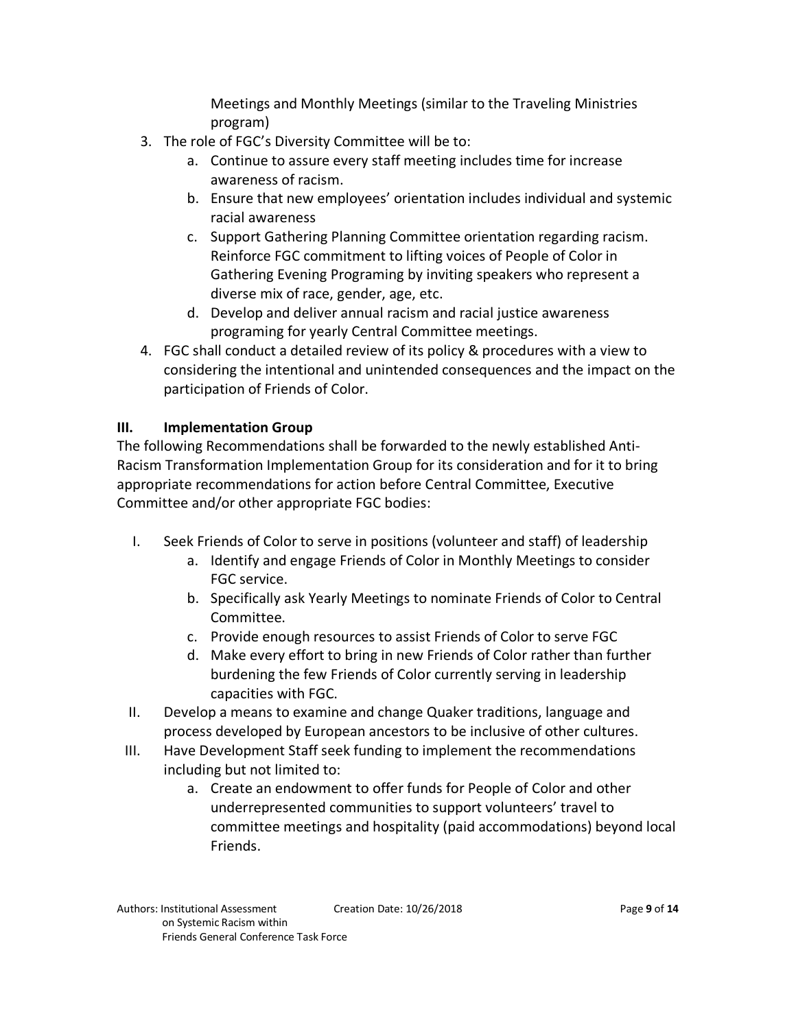Meetings and Monthly Meetings (similar to the Traveling Ministries program)

3. The role of FGC's Diversity Committee will be to:
   a. Continue to assure every staff meeting includes time for increase awareness of racism.
   b. Ensure that new employees' orientation includes individual and systemic racial awareness
   c. Support Gathering Planning Committee orientation regarding racism. Reinforce FGC commitment to lifting voices of People of Color in Gathering Evening Programing by inviting speakers who represent a diverse mix of race, gender, age, etc.
   d. Develop and deliver annual racism and racial justice awareness programing for yearly Central Committee meetings.
4. FGC shall conduct a detailed review of its policy & procedures with a view to considering the intentional and unintended consequences and the impact on the participation of Friends of Color.

### III. Implementation Group

The following Recommendations shall be forwarded to the newly established Anti-Racism Transformation Implementation Group for its consideration and for it to bring appropriate recommendations for action before Central Committee, Executive Committee and/or other appropriate FGC bodies:

I. Seek Friends of Color to serve in positions (volunteer and staff) of leadership
   a. Identify and engage Friends of Color in Monthly Meetings to consider FGC service.
   b. Specifically ask Yearly Meetings to nominate Friends of Color to Central Committee.
   c. Provide enough resources to assist Friends of Color to serve FGC
   d. Make every effort to bring in new Friends of Color rather than further burdening the few Friends of Color currently serving in leadership capacities with FGC.

II. Develop a means to examine and change Quaker traditions, language and process developed by European ancestors to be inclusive of other cultures.

III. Have Development Staff seek funding to implement the recommendations including but not limited to:
   a. Create an endowment to offer funds for People of Color and other underrepresented communities to support volunteers' travel to committee meetings and hospitality (paid accommodations) beyond local Friends.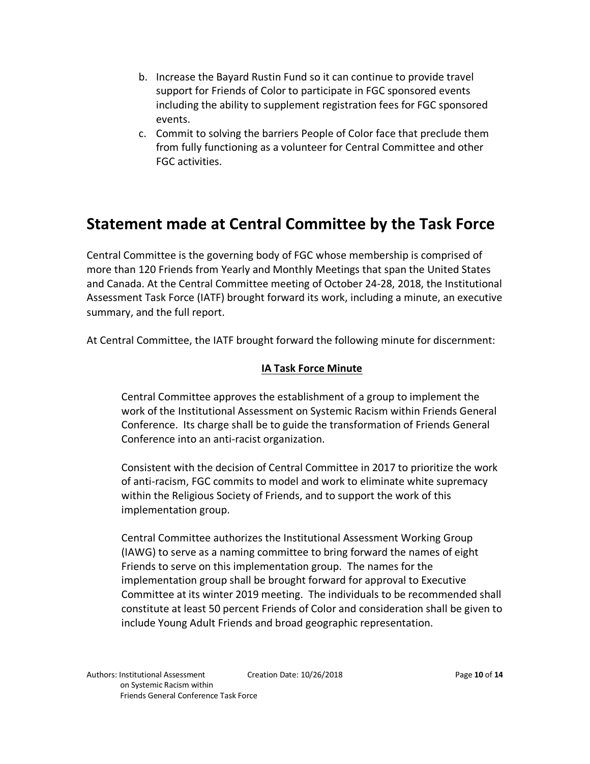b. Increase the Bayard Rustin Fund so it can continue to provide travel support for Friends of Color to participate in FGC sponsored events including the ability to supplement registration fees for FGC sponsored events.
c. Commit to solving the barriers People of Color face that preclude them from fully functioning as a volunteer for Central Committee and other FGC activities.

## Statement made at Central Committee by the Task Force

Central Committee is the governing body of FGC whose membership is comprised of more than 120 Friends from Yearly and Monthly Meetings that span the United States and Canada. At the Central Committee meeting of October 24-28, 2018, the Institutional Assessment Task Force (IATF) brought forward its work, including a minute, an executive summary, and the full report.

At Central Committee, the IATF brought forward the following minute for discernment:

**IA Task Force Minute**

> Central Committee approves the establishment of a group to implement the work of the Institutional Assessment on Systemic Racism within Friends General Conference. Its charge shall be to guide the transformation of Friends General Conference into an anti-racist organization.
>
> Consistent with the decision of Central Committee in 2017 to prioritize the work of anti-racism, FGC commits to model and work to eliminate white supremacy within the Religious Society of Friends, and to support the work of this implementation group.
>
> Central Committee authorizes the Institutional Assessment Working Group (IAWG) to serve as a naming committee to bring forward the names of eight Friends to serve on this implementation group. The names for the implementation group shall be brought forward for approval to Executive Committee at its winter 2019 meeting. The individuals to be recommended shall constitute at least 50 percent Friends of Color and consideration shall be given to include Young Adult Friends and broad geographic representation.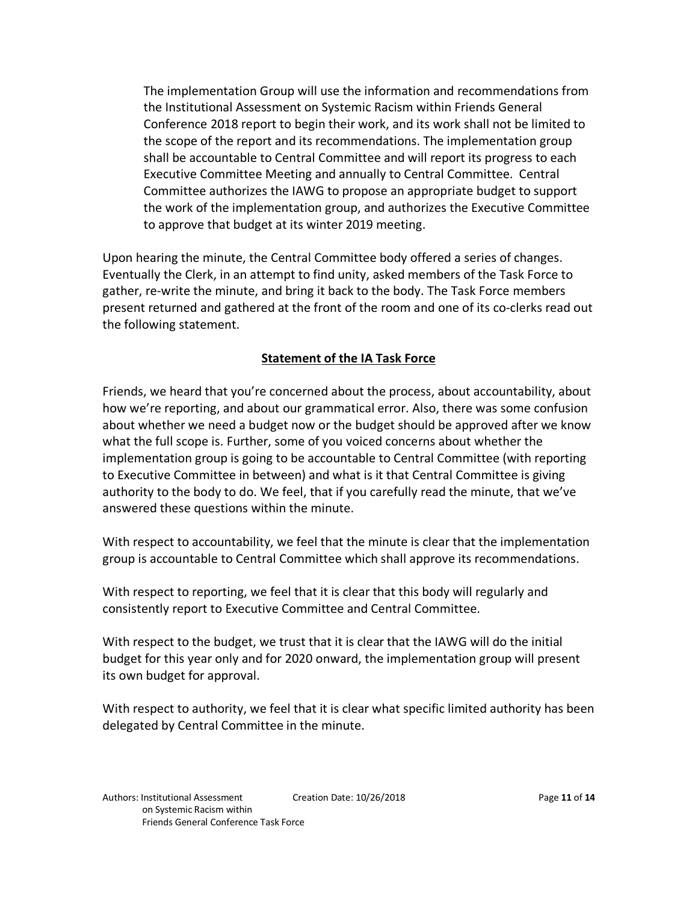> The implementation Group will use the information and recommendations from the Institutional Assessment on Systemic Racism within Friends General Conference 2018 report to begin their work, and its work shall not be limited to the scope of the report and its recommendations. The implementation group shall be accountable to Central Committee and will report its progress to each Executive Committee Meeting and annually to Central Committee. Central Committee authorizes the IAWG to propose an appropriate budget to support the work of the implementation group, and authorizes the Executive Committee to approve that budget at its winter 2019 meeting.

Upon hearing the minute, the Central Committee body offered a series of changes. Eventually the Clerk, in an attempt to find unity, asked members of the Task Force to gather, re-write the minute, and bring it back to the body. The Task Force members present returned and gathered at the front of the room and one of its co-clerks read out the following statement.

## **Statement of the IA Task Force**

Friends, we heard that you're concerned about the process, about accountability, about how we're reporting, and about our grammatical error. Also, there was some confusion about whether we need a budget now or the budget should be approved after we know what the full scope is. Further, some of you voiced concerns about whether the implementation group is going to be accountable to Central Committee (with reporting to Executive Committee in between) and what is it that Central Committee is giving authority to the body to do. We feel, that if you carefully read the minute, that we've answered these questions within the minute.

With respect to accountability, we feel that the minute is clear that the implementation group is accountable to Central Committee which shall approve its recommendations.

With respect to reporting, we feel that it is clear that this body will regularly and consistently report to Executive Committee and Central Committee.

With respect to the budget, we trust that it is clear that the IAWG will do the initial budget for this year only and for 2020 onward, the implementation group will present its own budget for approval.

With respect to authority, we feel that it is clear what specific limited authority has been delegated by Central Committee in the minute.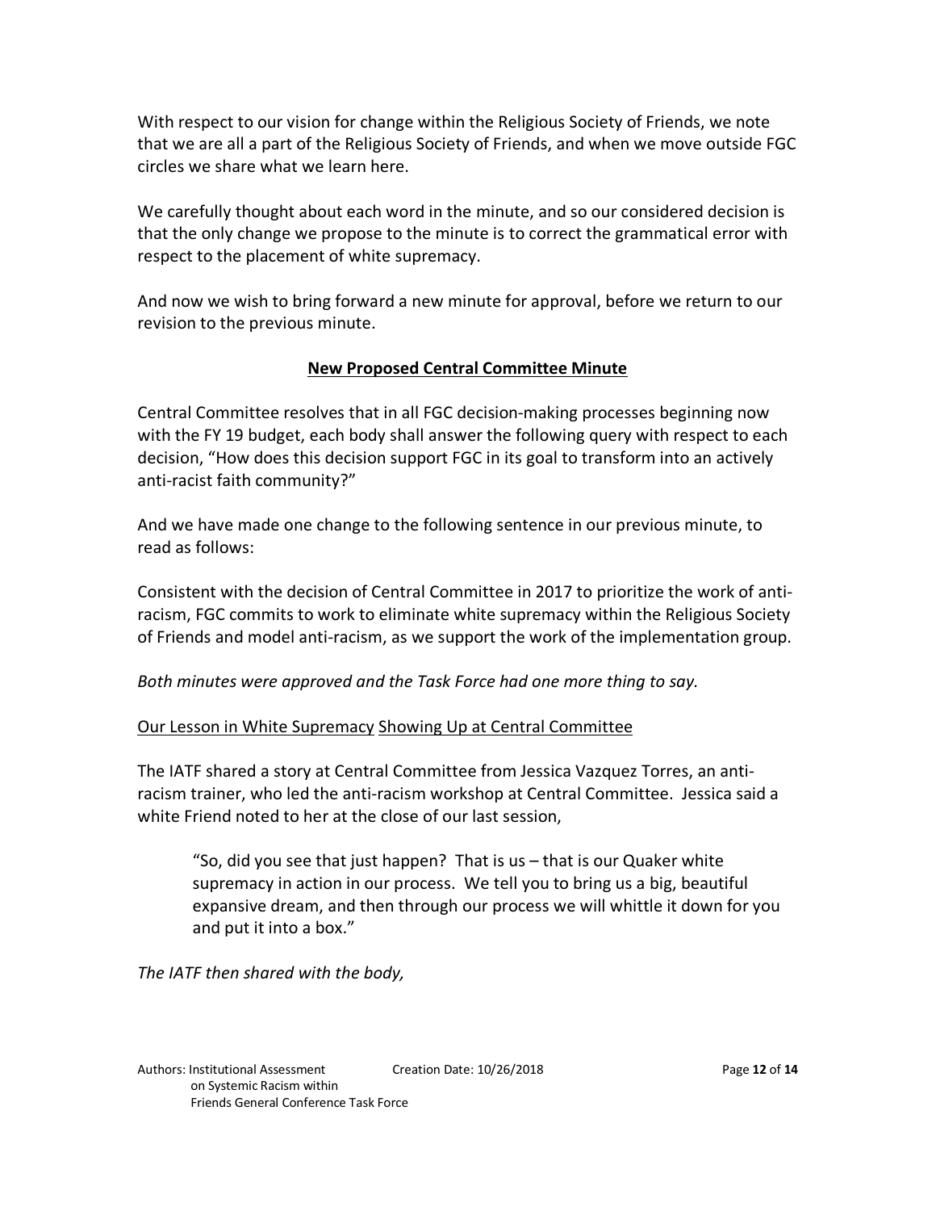With respect to our vision for change within the Religious Society of Friends, we note that we are all a part of the Religious Society of Friends, and when we move outside FGC circles we share what we learn here.

We carefully thought about each word in the minute, and so our considered decision is that the only change we propose to the minute is to correct the grammatical error with respect to the placement of white supremacy.

And now we wish to bring forward a new minute for approval, before we return to our revision to the previous minute.

**<u>New Proposed Central Committee Minute</u>**

Central Committee resolves that in all FGC decision-making processes beginning now with the FY 19 budget, each body shall answer the following query with respect to each decision, "How does this decision support FGC in its goal to transform into an actively anti-racist faith community?"

And we have made one change to the following sentence in our previous minute, to read as follows:

Consistent with the decision of Central Committee in 2017 to prioritize the work of anti-racism, FGC commits to work to eliminate white supremacy within the Religious Society of Friends and model anti-racism, as we support the work of the implementation group.

*Both minutes were approved and the Task Force had one more thing to say.*

<u>Our Lesson in White Supremacy Showing Up at Central Committee</u>

The IATF shared a story at Central Committee from Jessica Vazquez Torres, an anti-racism trainer, who led the anti-racism workshop at Central Committee. Jessica said a white Friend noted to her at the close of our last session,

> "So, did you see that just happen? That is us – that is our Quaker white supremacy in action in our process. We tell you to bring us a big, beautiful expansive dream, and then through our process we will whittle it down for you and put it into a box."

*The IATF then shared with the body,*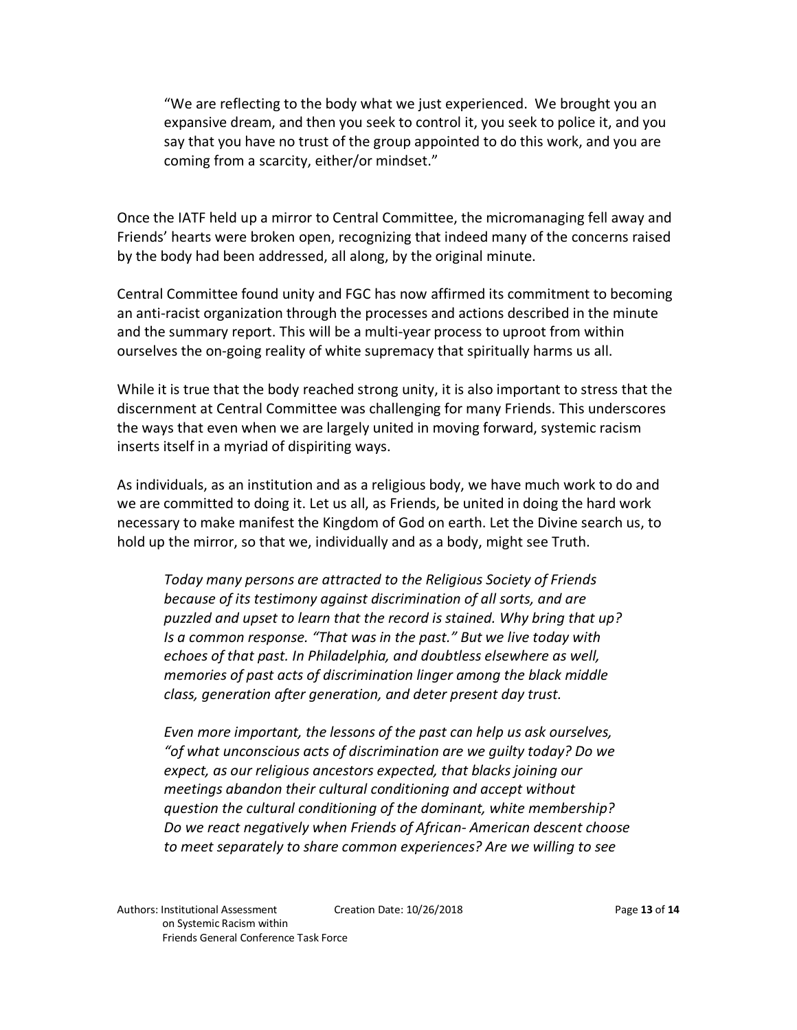> "We are reflecting to the body what we just experienced. We brought you an expansive dream, and then you seek to control it, you seek to police it, and you say that you have no trust of the group appointed to do this work, and you are coming from a scarcity, either/or mindset."

Once the IATF held up a mirror to Central Committee, the micromanaging fell away and Friends' hearts were broken open, recognizing that indeed many of the concerns raised by the body had been addressed, all along, by the original minute.

Central Committee found unity and FGC has now affirmed its commitment to becoming an anti-racist organization through the processes and actions described in the minute and the summary report. This will be a multi-year process to uproot from within ourselves the on-going reality of white supremacy that spiritually harms us all.

While it is true that the body reached strong unity, it is also important to stress that the discernment at Central Committee was challenging for many Friends. This underscores the ways that even when we are largely united in moving forward, systemic racism inserts itself in a myriad of dispiriting ways.

As individuals, as an institution and as a religious body, we have much work to do and we are committed to doing it. Let us all, as Friends, be united in doing the hard work necessary to make manifest the Kingdom of God on earth. Let the Divine search us, to hold up the mirror, so that we, individually and as a body, might see Truth.

> *Today many persons are attracted to the Religious Society of Friends because of its testimony against discrimination of all sorts, and are puzzled and upset to learn that the record is stained. Why bring that up? Is a common response. "That was in the past." But we live today with echoes of that past. In Philadelphia, and doubtless elsewhere as well, memories of past acts of discrimination linger among the black middle class, generation after generation, and deter present day trust.*
>
> *Even more important, the lessons of the past can help us ask ourselves, "of what unconscious acts of discrimination are we guilty today? Do we expect, as our religious ancestors expected, that blacks joining our meetings abandon their cultural conditioning and accept without question the cultural conditioning of the dominant, white membership? Do we react negatively when Friends of African- American descent choose to meet separately to share common experiences? Are we willing to see*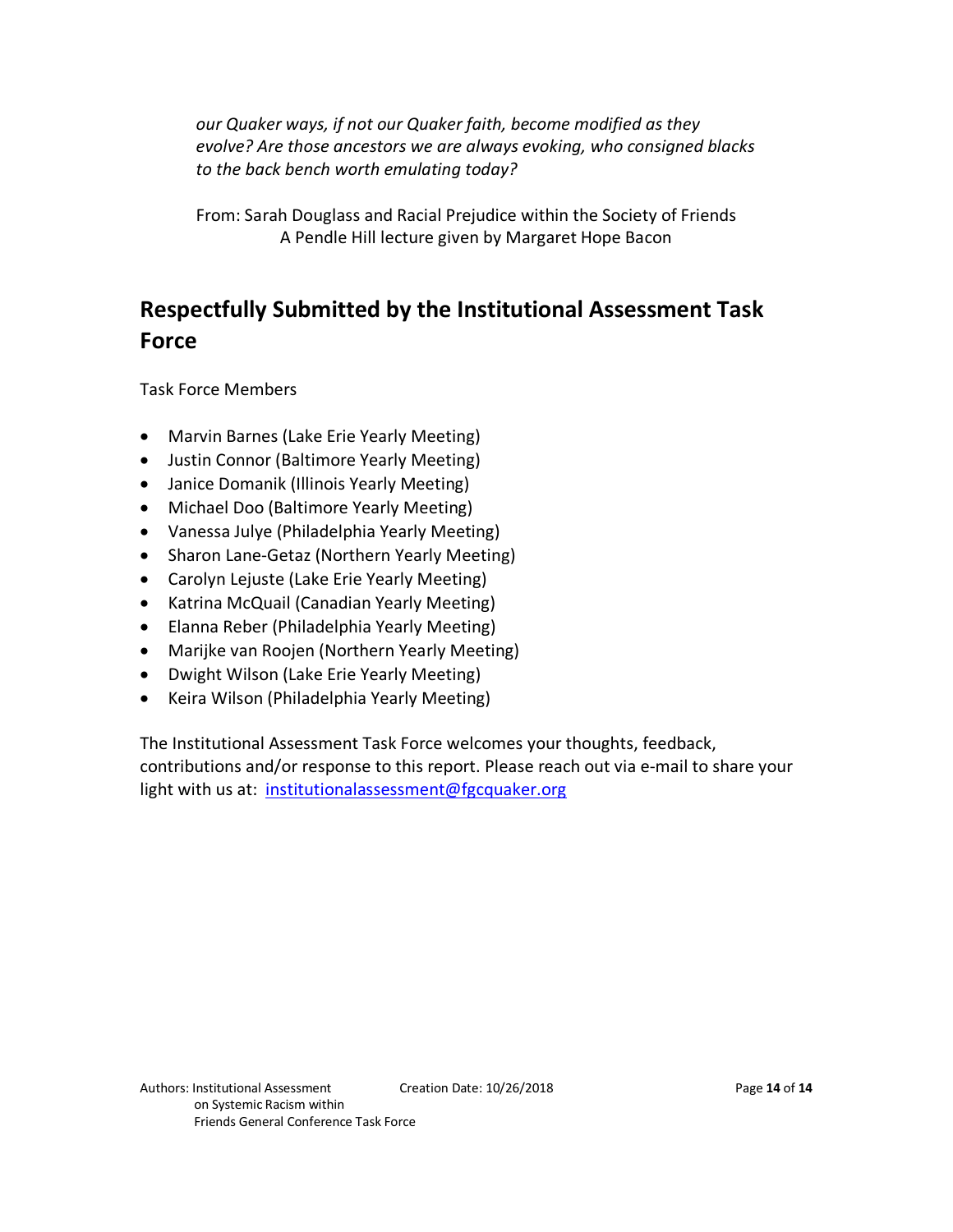*our Quaker ways, if not our Quaker faith, become modified as they evolve? Are those ancestors we are always evoking, who consigned blacks to the back bench worth emulating today?*

From: Sarah Douglass and Racial Prejudice within the Society of Friends
A Pendle Hill lecture given by Margaret Hope Bacon

## Respectfully Submitted by the Institutional Assessment Task Force

Task Force Members

- Marvin Barnes (Lake Erie Yearly Meeting)
- Justin Connor (Baltimore Yearly Meeting)
- Janice Domanik (Illinois Yearly Meeting)
- Michael Doo (Baltimore Yearly Meeting)
- Vanessa Julye (Philadelphia Yearly Meeting)
- Sharon Lane-Getaz (Northern Yearly Meeting)
- Carolyn Lejuste (Lake Erie Yearly Meeting)
- Katrina McQuail (Canadian Yearly Meeting)
- Elanna Reber (Philadelphia Yearly Meeting)
- Marijke van Roojen (Northern Yearly Meeting)
- Dwight Wilson (Lake Erie Yearly Meeting)
- Keira Wilson (Philadelphia Yearly Meeting)

The Institutional Assessment Task Force welcomes your thoughts, feedback, contributions and/or response to this report. Please reach out via e-mail to share your light with us at: institutionalassessment@fgcquaker.org